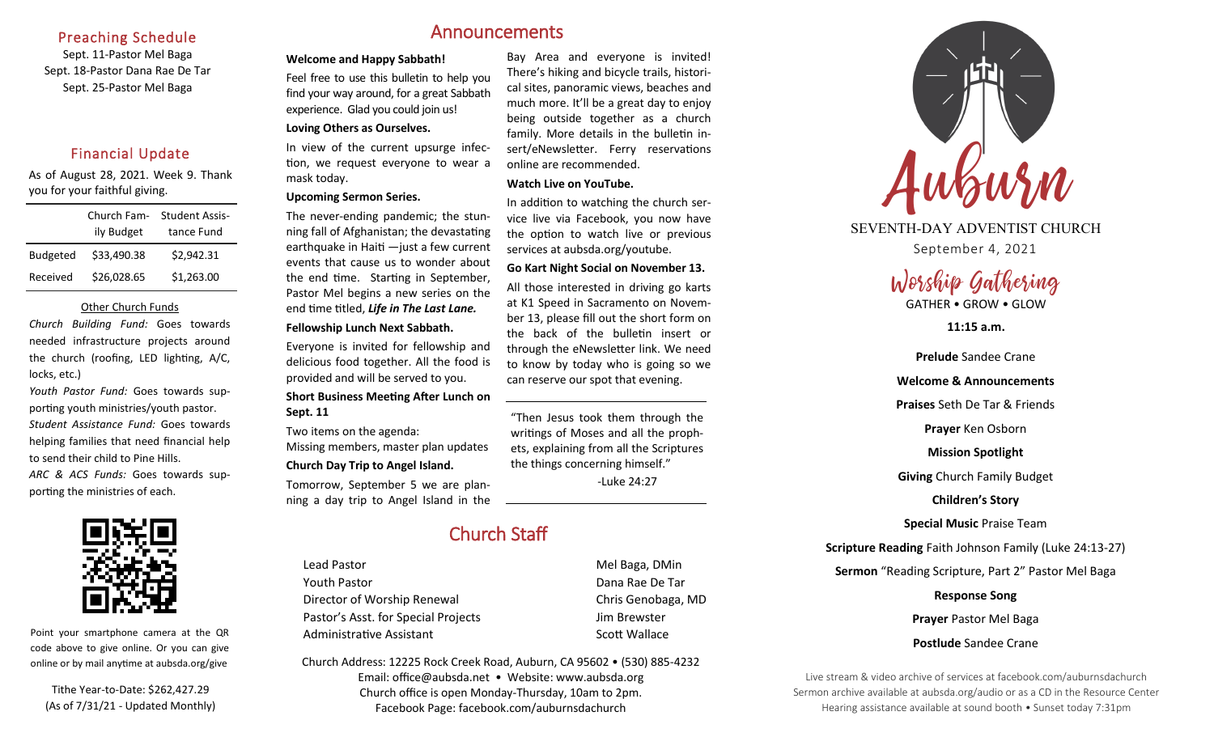## Preaching Schedule

Sept. 11-Pastor Mel Baga
Sept. 18-Pastor Dana Rae De Tar
Sept. 25-Pastor Mel Baga

## Financial Update

As of August 28, 2021. Week 9. Thank you for your faithful giving.

| | Church Family Budget | Student Assistance Fund |
|---|---|---|
| Budgeted | $33,490.38 | $2,942.31 |
| Received | $26,028.65 | $1,263.00 |

### Other Church Funds

*Church Building Fund:* Goes towards needed infrastructure projects around the church (roofing, LED lighting, A/C, locks, etc.)

*Youth Pastor Fund:* Goes towards supporting youth ministries/youth pastor.

*Student Assistance Fund:* Goes towards helping families that need financial help to send their child to Pine Hills.

*ARC & ACS Funds:* Goes towards supporting the ministries of each.

Point your smartphone camera at the QR code above to give online. Or you can give online or by mail anytime at aubsda.org/give

Tithe Year-to-Date: $262,427.29
(As of 7/31/21 - Updated Monthly)

## Announcements

**Welcome and Happy Sabbath!**

Feel free to use this bulletin to help you find your way around, for a great Sabbath experience. Glad you could join us!

**Loving Others as Ourselves.**

In view of the current upsurge infection, we request everyone to wear a mask today.

**Upcoming Sermon Series.**

The never-ending pandemic; the stunning fall of Afghanistan; the devastating earthquake in Haiti —just a few current events that cause us to wonder about the end time. Starting in September, Pastor Mel begins a new series on the end time titled, ***Life in The Last Lane.***

**Fellowship Lunch Next Sabbath.**

Everyone is invited for fellowship and delicious food together. All the food is provided and will be served to you.

**Short Business Meeting After Lunch on Sept. 11**

Two items on the agenda:
Missing members, master plan updates

**Church Day Trip to Angel Island.**

Tomorrow, September 5 we are planning a day trip to Angel Island in the Bay Area and everyone is invited! There's hiking and bicycle trails, historical sites, panoramic views, beaches and much more. It'll be a great day to enjoy being outside together as a church family. More details in the bulletin insert/eNewsletter. Ferry reservations online are recommended.

**Watch Live on YouTube.**

In addition to watching the church service live via Facebook, you now have the option to watch live or previous services at aubsda.org/youtube.

**Go Kart Night Social on November 13.**

All those interested in driving go karts at K1 Speed in Sacramento on November 13, please fill out the short form on the back of the bulletin insert or through the eNewsletter link. We need to know by today who is going so we can reserve our spot that evening.

"Then Jesus took them through the writings of Moses and all the prophets, explaining from all the Scriptures the things concerning himself."
-Luke 24:27

## Church Staff

| | |
|---|---|
| Lead Pastor | Mel Baga, DMin |
| Youth Pastor | Dana Rae De Tar |
| Director of Worship Renewal | Chris Genobaga, MD |
| Pastor's Asst. for Special Projects | Jim Brewster |
| Administrative Assistant | Scott Wallace |

Church Address: 12225 Rock Creek Road, Auburn, CA 95602 • (530) 885-4232
Email: office@aubsda.net • Website: www.aubsda.org
Church office is open Monday-Thursday, 10am to 2pm.
Facebook Page: facebook.com/auburnsdachurch

# Auburn

SEVENTH-DAY ADVENTIST CHURCH
September 4, 2021

## Worship Gathering

GATHER • GROW • GLOW

**11:15 a.m.**

**Prelude** Sandee Crane

**Welcome & Announcements**

**Praises** Seth De Tar & Friends

**Prayer** Ken Osborn

**Mission Spotlight**

**Giving** Church Family Budget

**Children's Story**

**Special Music** Praise Team

**Scripture Reading** Faith Johnson Family (Luke 24:13-27)

**Sermon** "Reading Scripture, Part 2" Pastor Mel Baga

**Response Song**

**Prayer** Pastor Mel Baga

**Postlude** Sandee Crane

Live stream & video archive of services at facebook.com/auburnsdachurch
Sermon archive available at aubsda.org/audio or as a CD in the Resource Center
Hearing assistance available at sound booth • Sunset today 7:31pm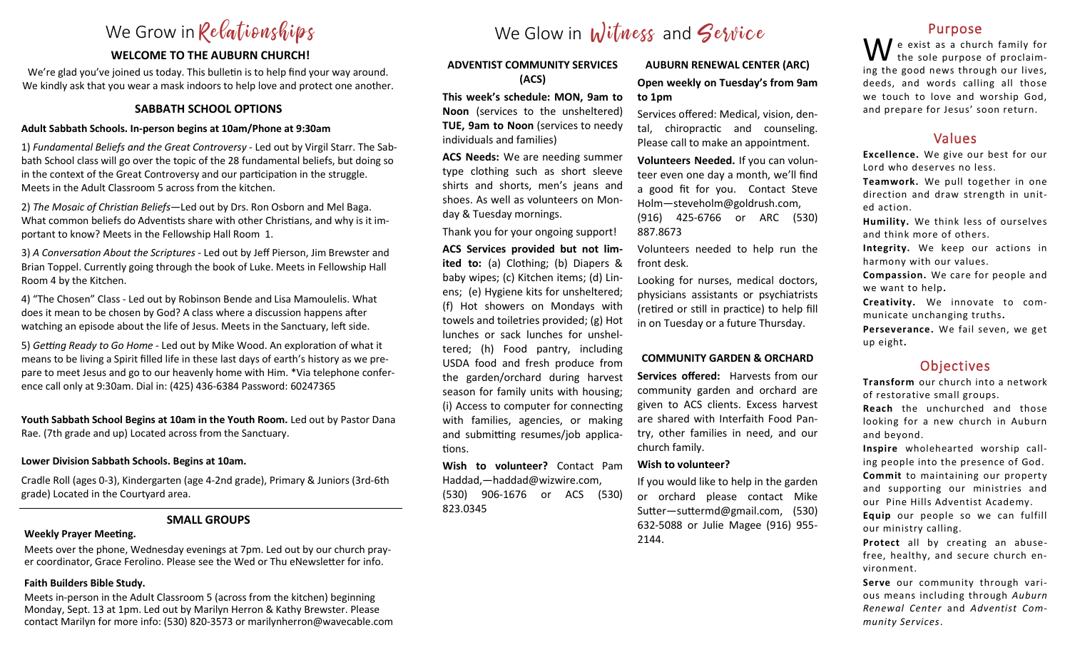# We Grow in Relationships

### WELCOME TO THE AUBURN CHURCH!

We're glad you've joined us today. This bulletin is to help find your way around. We kindly ask that you wear a mask indoors to help love and protect one another.

### SABBATH SCHOOL OPTIONS

**Adult Sabbath Schools. In-person begins at 10am/Phone at 9:30am**

1) *Fundamental Beliefs and the Great Controversy* - Led out by Virgil Starr. The Sabbath School class will go over the topic of the 28 fundamental beliefs, but doing so in the context of the Great Controversy and our participation in the struggle. Meets in the Adult Classroom 5 across from the kitchen.

2) *The Mosaic of Christian Beliefs*—Led out by Drs. Ron Osborn and Mel Baga. What common beliefs do Adventists share with other Christians, and why is it important to know? Meets in the Fellowship Hall Room 1.

3) *A Conversation About the Scriptures* - Led out by Jeff Pierson, Jim Brewster and Brian Toppel. Currently going through the book of Luke. Meets in Fellowship Hall Room 4 by the Kitchen.

4) "The Chosen" Class - Led out by Robinson Bende and Lisa Mamoulelis. What does it mean to be chosen by God? A class where a discussion happens after watching an episode about the life of Jesus. Meets in the Sanctuary, left side.

5) *Getting Ready to Go Home* - Led out by Mike Wood. An exploration of what it means to be living a Spirit filled life in these last days of earth's history as we prepare to meet Jesus and go to our heavenly home with Him. *Via telephone conference call only at 9:30am. Dial in: (425) 436-6384 Password: 60247365

**Youth Sabbath School Begins at 10am in the Youth Room.** Led out by Pastor Dana Rae. (7th grade and up) Located across from the Sanctuary.

**Lower Division Sabbath Schools. Begins at 10am.**

Cradle Roll (ages 0-3), Kindergarten (age 4-2nd grade), Primary & Juniors (3rd-6th grade) Located in the Courtyard area.

### SMALL GROUPS

**Weekly Prayer Meeting.**

Meets over the phone, Wednesday evenings at 7pm. Led out by our church prayer coordinator, Grace Ferolino. Please see the Wed or Thu eNewsletter for info.

**Faith Builders Bible Study.**

Meets in-person in the Adult Classroom 5 (across from the kitchen) beginning Monday, Sept. 13 at 1pm. Led out by Marilyn Herron & Kathy Brewster. Please contact Marilyn for more info: (530) 820-3573 or marilynherron@wavecable.com

# We Glow in Witness and Service

### ADVENTIST COMMUNITY SERVICES (ACS)

**This week's schedule: MON, 9am to Noon** (services to the unsheltered) **TUE, 9am to Noon** (services to needy individuals and families)

**ACS Needs:** We are needing summer type clothing such as short sleeve shirts and shorts, men's jeans and shoes. As well as volunteers on Monday & Tuesday mornings.

Thank you for your ongoing support!

**ACS Services provided but not limited to:** (a) Clothing; (b) Diapers & baby wipes; (c) Kitchen items; (d) Linens; (e) Hygiene kits for unsheltered; (f) Hot showers on Mondays with towels and toiletries provided; (g) Hot lunches or sack lunches for unsheltered; (h) Food pantry, including USDA food and fresh produce from the garden/orchard during harvest season for family units with housing; (i) Access to computer for connecting with families, agencies, or making and submitting resumes/job applications.

**Wish to volunteer?** Contact Pam Haddad,—haddad@wizwire.com, (530) 906-1676 or ACS (530) 823.0345

### AUBURN RENEWAL CENTER (ARC)

**Open weekly on Tuesday's from 9am to 1pm**

Services offered: Medical, vision, dental, chiropractic and counseling. Please call to make an appointment.

**Volunteers Needed.** If you can volunteer even one day a month, we'll find a good fit for you. Contact Steve Holm—steveholm@goldrush.com, (916) 425-6766 or ARC (530) 887.8673

Volunteers needed to help run the front desk.

Looking for nurses, medical doctors, physicians assistants or psychiatrists (retired or still in practice) to help fill in on Tuesday or a future Thursday.

### COMMUNITY GARDEN & ORCHARD

**Services offered:** Harvests from our community garden and orchard are given to ACS clients. Excess harvest are shared with Interfaith Food Pantry, other families in need, and our church family.

**Wish to volunteer?**

If you would like to help in the garden or orchard please contact Mike Sutter—suttermd@gmail.com, (530) 632-5088 or Julie Magee (916) 955-2144.

## Purpose

We exist as a church family for the sole purpose of proclaiming the good news through our lives, deeds, and words calling all those we touch to love and worship God, and prepare for Jesus' soon return.

## Values

**Excellence.** We give our best for our Lord who deserves no less.

**Teamwork.** We pull together in one direction and draw strength in united action.

**Humility.** We think less of ourselves and think more of others.

**Integrity.** We keep our actions in harmony with our values.

**Compassion.** We care for people and we want to help.

**Creativity.** We innovate to communicate unchanging truths.

**Perseverance.** We fail seven, we get up eight.

## Objectives

**Transform** our church into a network of restorative small groups.

**Reach** the unchurched and those looking for a new church in Auburn and beyond.

**Inspire** wholehearted worship calling people into the presence of God.

**Commit** to maintaining our property and supporting our ministries and our Pine Hills Adventist Academy.

**Equip** our people so we can fulfill our ministry calling.

**Protect** all by creating an abuse-free, healthy, and secure church environment.

**Serve** our community through various means including through *Auburn Renewal Center* and *Adventist Community Services*.